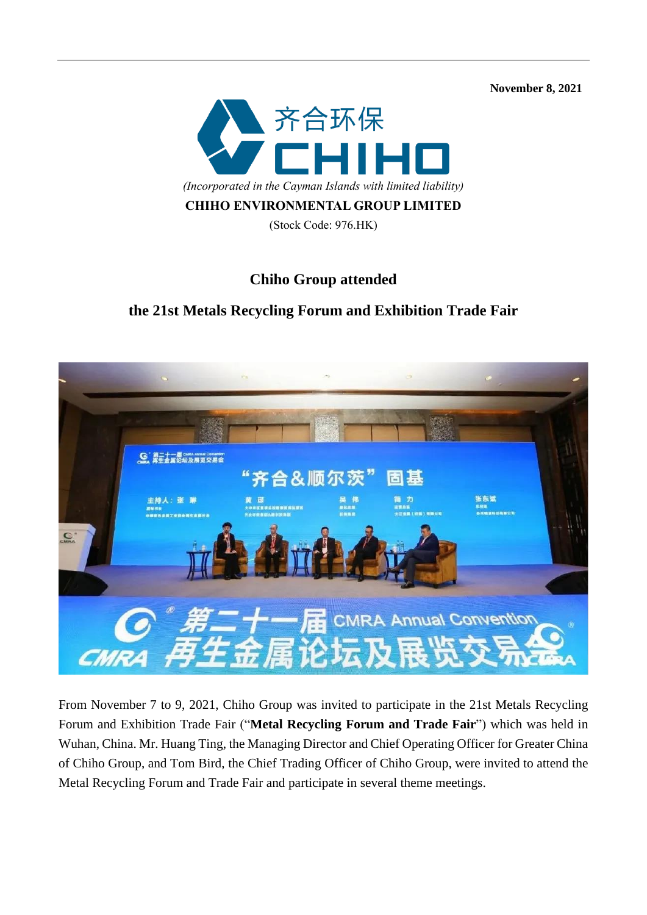November 8, 2021

齐合环保
CHIHO

*(Incorporated in the Cayman Islands with limited liability)*

**CHIHO ENVIRONMENTAL GROUP LIMITED**

(Stock Code: 976.HK)

## Chiho Group attended

## the 21st Metals Recycling Forum and Exhibition Trade Fair

From November 7 to 9, 2021, Chiho Group was invited to participate in the 21st Metals Recycling Forum and Exhibition Trade Fair ("**Metal Recycling Forum and Trade Fair**") which was held in Wuhan, China. Mr. Huang Ting, the Managing Director and Chief Operating Officer for Greater China of Chiho Group, and Tom Bird, the Chief Trading Officer of Chiho Group, were invited to attend the Metal Recycling Forum and Trade Fair and participate in several theme meetings.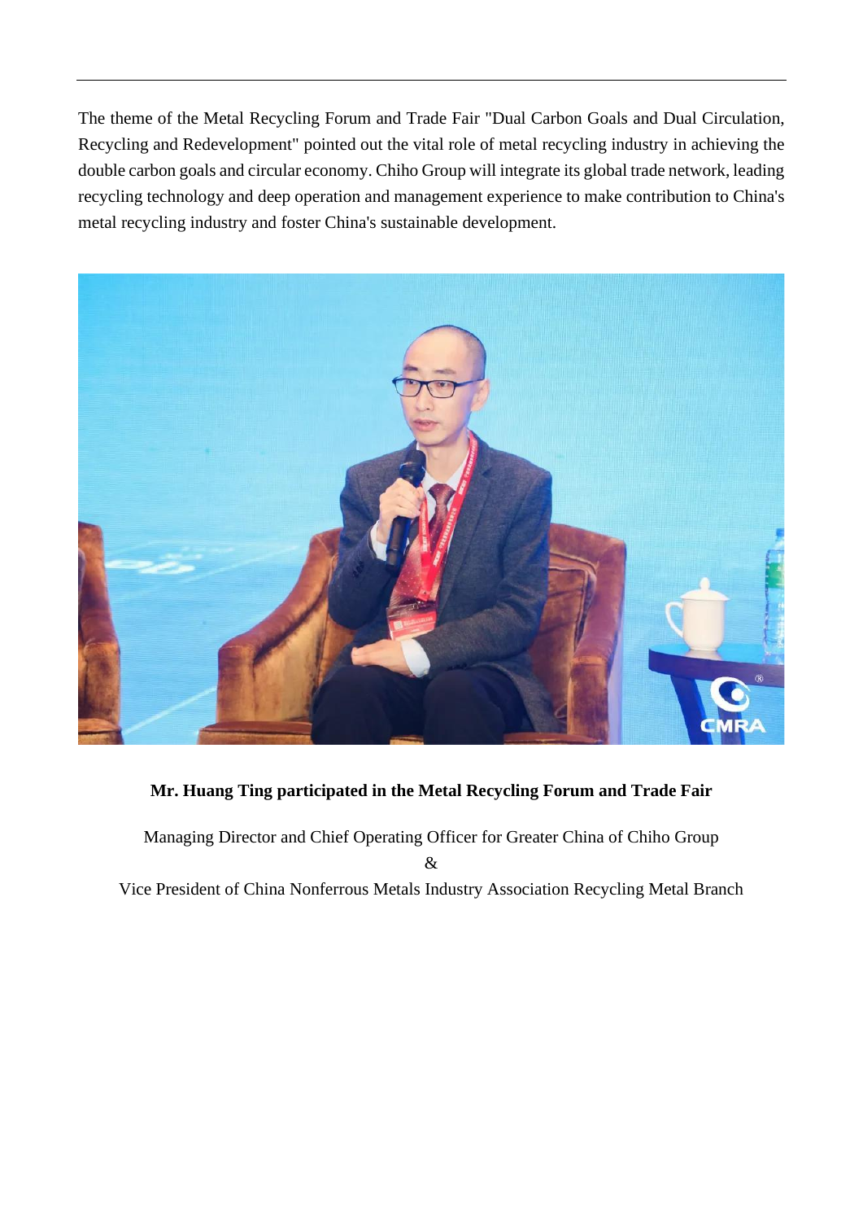The theme of the Metal Recycling Forum and Trade Fair "Dual Carbon Goals and Dual Circulation, Recycling and Redevelopment" pointed out the vital role of metal recycling industry in achieving the double carbon goals and circular economy. Chiho Group will integrate its global trade network, leading recycling technology and deep operation and management experience to make contribution to China's metal recycling industry and foster China's sustainable development.

**Mr. Huang Ting participated in the Metal Recycling Forum and Trade Fair**

Managing Director and Chief Operating Officer for Greater China of Chiho Group

&

Vice President of China Nonferrous Metals Industry Association Recycling Metal Branch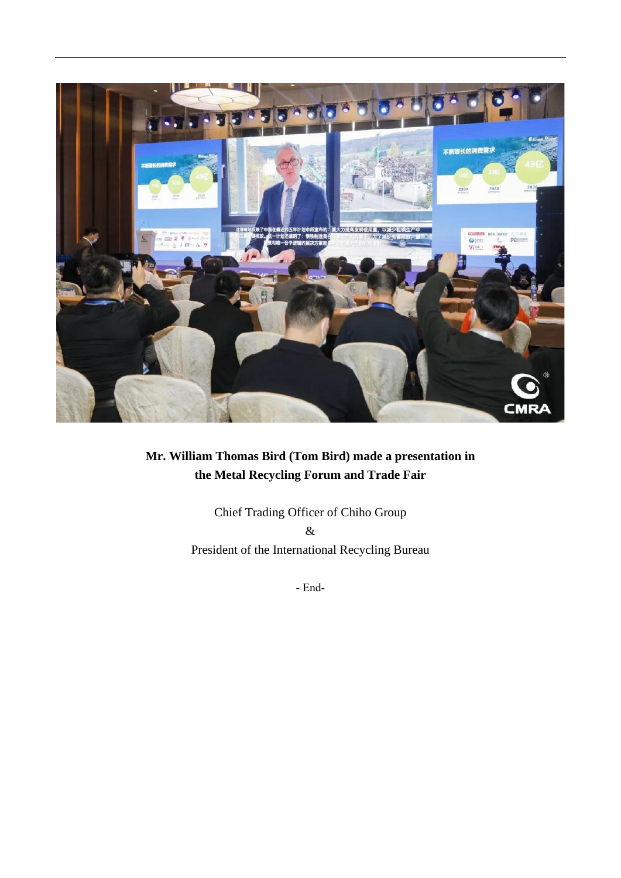**Mr. William Thomas Bird (Tom Bird) made a presentation in the Metal Recycling Forum and Trade Fair**

Chief Trading Officer of Chiho Group

&

President of the International Recycling Bureau

- End-